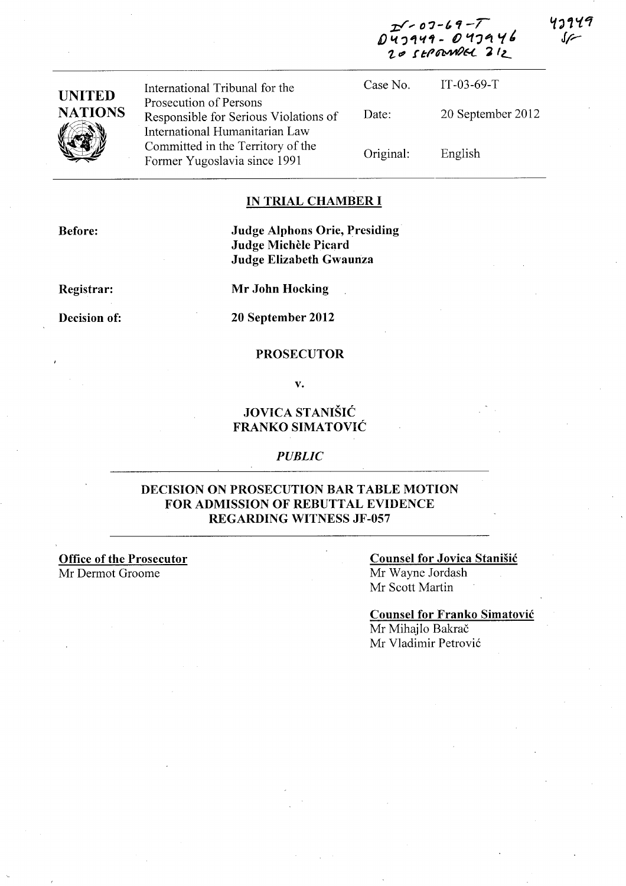IT-03-69-T
D42949 - D42946
20 SEPTEMBER 2012

42949
SF

| UNITED NATIONS | International Tribunal for the Prosecution of Persons Responsible for Serious Violations of International Humanitarian Law Committed in the Territory of the Former Yugoslavia since 1991 | Case No. | IT-03-69-T |
|---|---|---|---|
| | | Date: | 20 September 2012 |
| | | Original: | English |

**IN TRIAL CHAMBER I**

**Before:** **Judge Alphons Orie, Presiding**
**Judge Michèle Picard**
**Judge Elizabeth Gwaunza**

**Registrar:** **Mr John Hocking**

**Decision of:** **20 September 2012**

**PROSECUTOR**

**v.**

**JOVICA STANIŠIĆ**
**FRANKO SIMATOVIĆ**

*PUBLIC*

**DECISION ON PROSECUTION BAR TABLE MOTION FOR ADMISSION OF REBUTTAL EVIDENCE REGARDING WITNESS JF-057**

**Office of the Prosecutor**
Mr Dermot Groome

**Counsel for Jovica Stanišić**
Mr Wayne Jordash
Mr Scott Martin

**Counsel for Franko Simatović**
Mr Mihajlo Bakrač
Mr Vladimir Petrović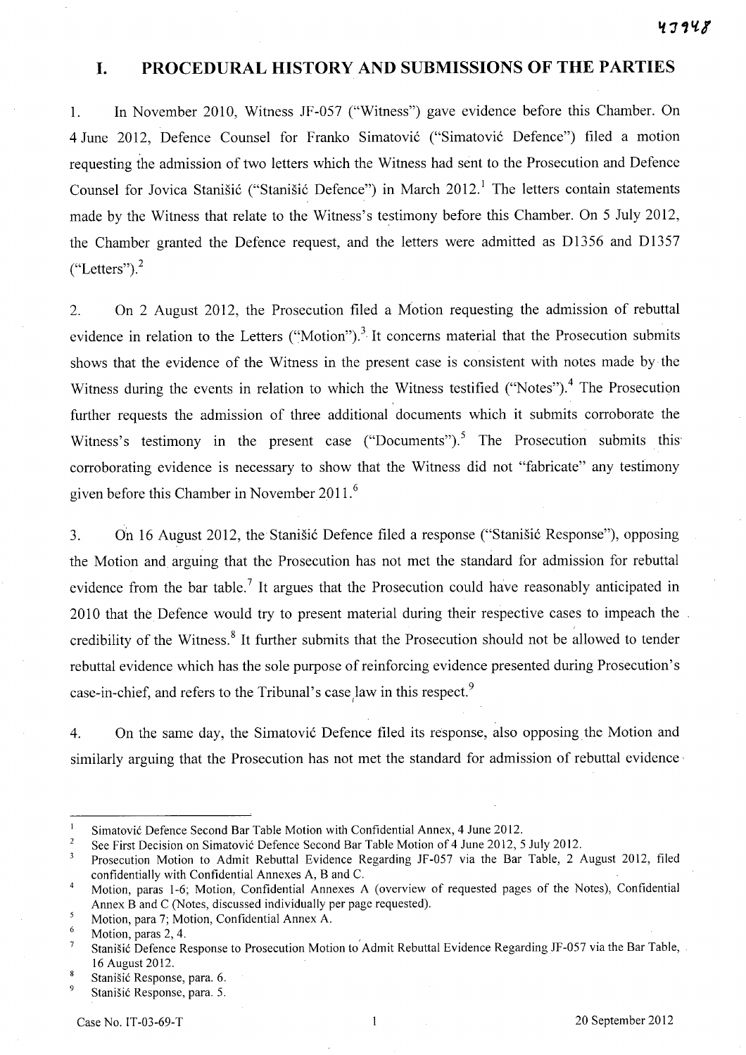## I. PROCEDURAL HISTORY AND SUBMISSIONS OF THE PARTIES

1. In November 2010, Witness JF-057 ("Witness") gave evidence before this Chamber. On 4 June 2012, Defence Counsel for Franko Simatović ("Simatović Defence") filed a motion requesting the admission of two letters which the Witness had sent to the Prosecution and Defence Counsel for Jovica Stanišić ("Stanišić Defence") in March 2012.[1] The letters contain statements made by the Witness that relate to the Witness's testimony before this Chamber. On 5 July 2012, the Chamber granted the Defence request, and the letters were admitted as D1356 and D1357 ("Letters").[2]

2. On 2 August 2012, the Prosecution filed a Motion requesting the admission of rebuttal evidence in relation to the Letters ("Motion").[3] It concerns material that the Prosecution submits shows that the evidence of the Witness in the present case is consistent with notes made by the Witness during the events in relation to which the Witness testified ("Notes").[4] The Prosecution further requests the admission of three additional documents which it submits corroborate the Witness's testimony in the present case ("Documents").[5] The Prosecution submits this corroborating evidence is necessary to show that the Witness did not "fabricate" any testimony given before this Chamber in November 2011.[6]

3. On 16 August 2012, the Stanišić Defence filed a response ("Stanišić Response"), opposing the Motion and arguing that the Prosecution has not met the standard for admission for rebuttal evidence from the bar table.[7] It argues that the Prosecution could have reasonably anticipated in 2010 that the Defence would try to present material during their respective cases to impeach the credibility of the Witness.[8] It further submits that the Prosecution should not be allowed to tender rebuttal evidence which has the sole purpose of reinforcing evidence presented during Prosecution's case-in-chief, and refers to the Tribunal's case law in this respect.[9]

4. On the same day, the Simatović Defence filed its response, also opposing the Motion and similarly arguing that the Prosecution has not met the standard for admission of rebuttal evidence

---

[1] Simatović Defence Second Bar Table Motion with Confidential Annex, 4 June 2012.

[2] See First Decision on Simatović Defence Second Bar Table Motion of 4 June 2012, 5 July 2012.

[3] Prosecution Motion to Admit Rebuttal Evidence Regarding JF-057 via the Bar Table, 2 August 2012, filed confidentially with Confidential Annexes A, B and C.

[4] Motion, paras 1-6; Motion, Confidential Annexes A (overview of requested pages of the Notes), Confidential Annex B and C (Notes, discussed individually per page requested).

[5] Motion, para 7; Motion, Confidential Annex A.

[6] Motion, paras 2, 4.

[7] Stanišić Defence Response to Prosecution Motion to Admit Rebuttal Evidence Regarding JF-057 via the Bar Table, 16 August 2012.

[8] Stanišić Response, para. 6.

[9] Stanišić Response, para. 5.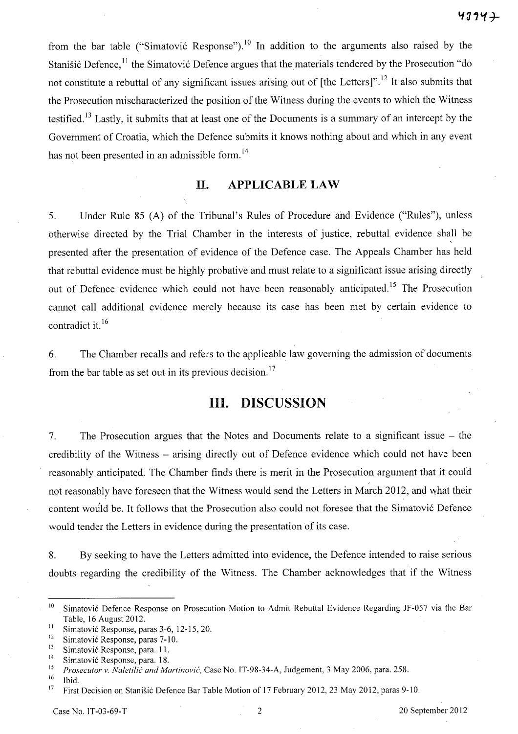from the bar table ("Simatović Response").[10] In addition to the arguments also raised by the Stanišić Defence,[11] the Simatović Defence argues that the materials tendered by the Prosecution "do not constitute a rebuttal of any significant issues arising out of [the Letters]".[12] It also submits that the Prosecution mischaracterized the position of the Witness during the events to which the Witness testified.[13] Lastly, it submits that at least one of the Documents is a summary of an intercept by the Government of Croatia, which the Defence submits it knows nothing about and which in any event has not been presented in an admissible form.[14]

## II. APPLICABLE LAW

5. Under Rule 85 (A) of the Tribunal's Rules of Procedure and Evidence ("Rules"), unless otherwise directed by the Trial Chamber in the interests of justice, rebuttal evidence shall be presented after the presentation of evidence of the Defence case. The Appeals Chamber has held that rebuttal evidence must be highly probative and must relate to a significant issue arising directly out of Defence evidence which could not have been reasonably anticipated.[15] The Prosecution cannot call additional evidence merely because its case has been met by certain evidence to contradict it.[16]

6. The Chamber recalls and refers to the applicable law governing the admission of documents from the bar table as set out in its previous decision.[17]

## III. DISCUSSION

7. The Prosecution argues that the Notes and Documents relate to a significant issue – the credibility of the Witness – arising directly out of Defence evidence which could not have been reasonably anticipated. The Chamber finds there is merit in the Prosecution argument that it could not reasonably have foreseen that the Witness would send the Letters in March 2012, and what their content would be. It follows that the Prosecution also could not foresee that the Simatović Defence would tender the Letters in evidence during the presentation of its case.

8. By seeking to have the Letters admitted into evidence, the Defence intended to raise serious doubts regarding the credibility of the Witness. The Chamber acknowledges that if the Witness

---

[10] Simatović Defence Response on Prosecution Motion to Admit Rebuttal Evidence Regarding JF-057 via the Bar Table, 16 August 2012.

[11] Simatović Response, paras 3-6, 12-15, 20.

[12] Simatović Response, paras 7-10.

[13] Simatović Response, para. 11.

[14] Simatović Response, para. 18.

[15] *Prosecutor v. Naletilić and Martinović*, Case No. IT-98-34-A, Judgement, 3 May 2006, para. 258.

[16] Ibid.

[17] First Decision on Stanišić Defence Bar Table Motion of 17 February 2012, 23 May 2012, paras 9-10.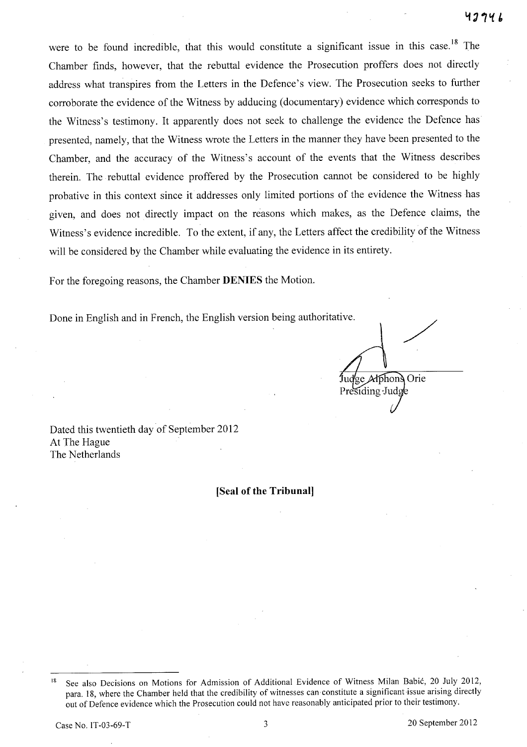were to be found incredible, that this would constitute a significant issue in this case.[18] The Chamber finds, however, that the rebuttal evidence the Prosecution proffers does not directly address what transpires from the Letters in the Defence's view. The Prosecution seeks to further corroborate the evidence of the Witness by adducing (documentary) evidence which corresponds to the Witness's testimony. It apparently does not seek to challenge the evidence the Defence has presented, namely, that the Witness wrote the Letters in the manner they have been presented to the Chamber, and the accuracy of the Witness's account of the events that the Witness describes therein. The rebuttal evidence proffered by the Prosecution cannot be considered to be highly probative in this context since it addresses only limited portions of the evidence the Witness has given, and does not directly impact on the reasons which makes, as the Defence claims, the Witness's evidence incredible. To the extent, if any, the Letters affect the credibility of the Witness will be considered by the Chamber while evaluating the evidence in its entirety.

For the foregoing reasons, the Chamber **DENIES** the Motion.

Done in English and in French, the English version being authoritative.

Judge Alphons Orie
Presiding Judge

Dated this twentieth day of September 2012
At The Hague
The Netherlands

**[Seal of the Tribunal]**

[18] See also Decisions on Motions for Admission of Additional Evidence of Witness Milan Babić, 20 July 2012, para. 18, where the Chamber held that the credibility of witnesses can constitute a significant issue arising directly out of Defence evidence which the Prosecution could not have reasonably anticipated prior to their testimony.